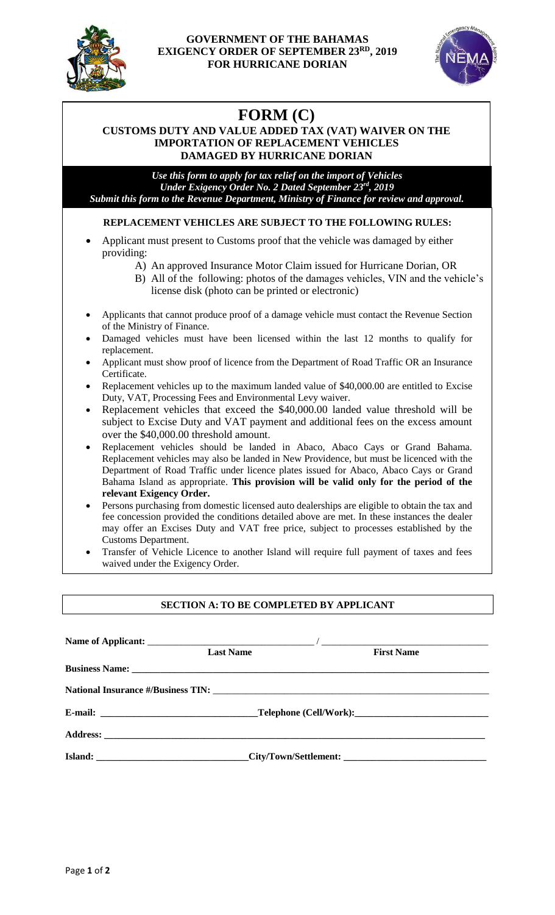**GOVERNMENT OF THE BAHAMAS**
**EXIGENCY ORDER OF SEPTEMBER 23RD, 2019**
**FOR HURRICANE DORIAN**

# FORM (C)

## CUSTOMS DUTY AND VALUE ADDED TAX (VAT) WAIVER ON THE IMPORTATION OF REPLACEMENT VEHICLES DAMAGED BY HURRICANE DORIAN

***Use this form to apply for tax relief on the import of Vehicles***
***Under Exigency Order No. 2 Dated September 23rd, 2019***
***Submit this form to the Revenue Department, Ministry of Finance for review and approval.***

### REPLACEMENT VEHICLES ARE SUBJECT TO THE FOLLOWING RULES:

- Applicant must present to Customs proof that the vehicle was damaged by either providing:
  - A) An approved Insurance Motor Claim issued for Hurricane Dorian, OR
  - B) All of the following: photos of the damages vehicles, VIN and the vehicle's license disk (photo can be printed or electronic)
- Applicants that cannot produce proof of a damage vehicle must contact the Revenue Section of the Ministry of Finance.
- Damaged vehicles must have been licensed within the last 12 months to qualify for replacement.
- Applicant must show proof of licence from the Department of Road Traffic OR an Insurance Certificate.
- Replacement vehicles up to the maximum landed value of $40,000.00 are entitled to Excise Duty, VAT, Processing Fees and Environmental Levy waiver.
- Replacement vehicles that exceed the $40,000.00 landed value threshold will be subject to Excise Duty and VAT payment and additional fees on the excess amount over the $40,000.00 threshold amount.
- Replacement vehicles should be landed in Abaco, Abaco Cays or Grand Bahama. Replacement vehicles may also be landed in New Providence, but must be licenced with the Department of Road Traffic under licence plates issued for Abaco, Abaco Cays or Grand Bahama Island as appropriate. **This provision will be valid only for the period of the relevant Exigency Order.**
- Persons purchasing from domestic licensed auto dealerships are eligible to obtain the tax and fee concession provided the conditions detailed above are met. In these instances the dealer may offer an Excises Duty and VAT free price, subject to processes established by the Customs Department.
- Transfer of Vehicle Licence to another Island will require full payment of taxes and fees waived under the Exigency Order.

### SECTION A: TO BE COMPLETED BY APPLICANT

**Name of Applicant:** ______________________ / ______________________
**Last Name** **First Name**

**Business Name:** ______________________

**National Insurance #/Business TIN:** ______________________

**E-mail:** ______________________ **Telephone (Cell/Work):** ______________________

**Address:** ______________________

**Island:** ______________________ **City/Town/Settlement:** ______________________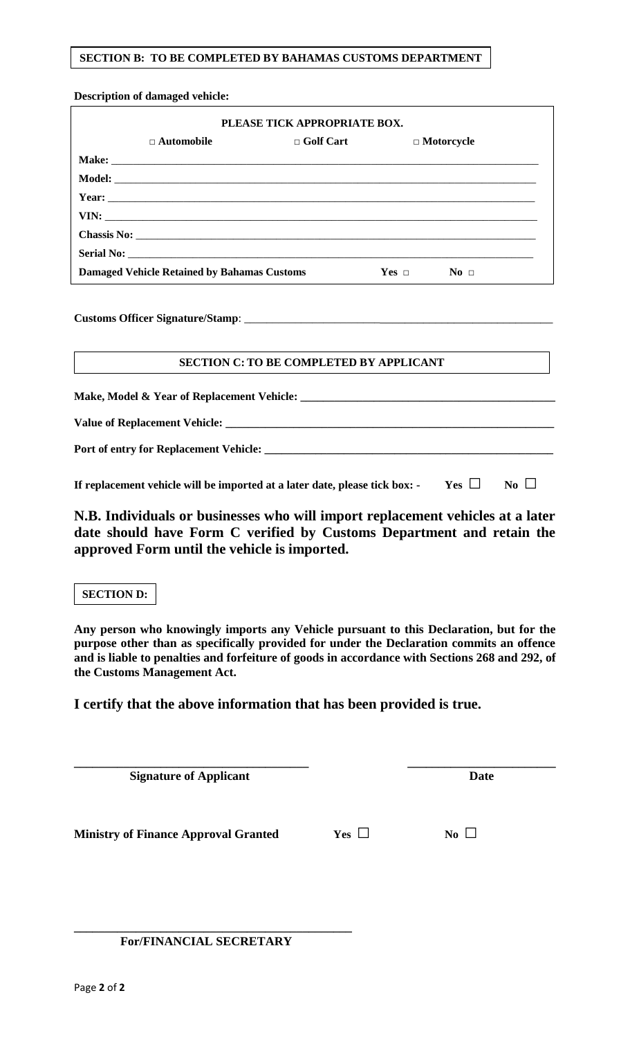**SECTION B: TO BE COMPLETED BY BAHAMAS CUSTOMS DEPARTMENT**

**Description of damaged vehicle:**

**PLEASE TICK APPROPRIATE BOX.**

□ **Automobile** □ **Golf Cart** □ **Motorcycle**

**Make:** ______________________________________________

**Model:** ______________________________________________

**Year:** ______________________________________________

**VIN:** ______________________________________________

**Chassis No:** ______________________________________________

**Serial No:** ______________________________________________

**Damaged Vehicle Retained by Bahamas Customs** **Yes** □ **No** □

**Customs Officer Signature/Stamp**: ______________________________________________

**SECTION C: TO BE COMPLETED BY APPLICANT**

**Make, Model & Year of Replacement Vehicle: ______________________________________________**

**Value of Replacement Vehicle: ______________________________________________**

**Port of entry for Replacement Vehicle: ______________________________________________**

**If replacement vehicle will be imported at a later date, please tick box: - Yes ☐ No ☐**

**N.B. Individuals or businesses who will import replacement vehicles at a later date should have Form C verified by Customs Department and retain the approved Form until the vehicle is imported.**

**SECTION D:**

**Any person who knowingly imports any Vehicle pursuant to this Declaration, but for the purpose other than as specifically provided for under the Declaration commits an offence and is liable to penalties and forfeiture of goods in accordance with Sections 268 and 292, of the Customs Management Act.**

**I certify that the above information that has been provided is true.**

______________________________________ ________________________

**Signature of Applicant** **Date**

**Ministry of Finance Approval Granted** **Yes ☐** **No ☐**

______________________________________________

**For/FINANCIAL SECRETARY**